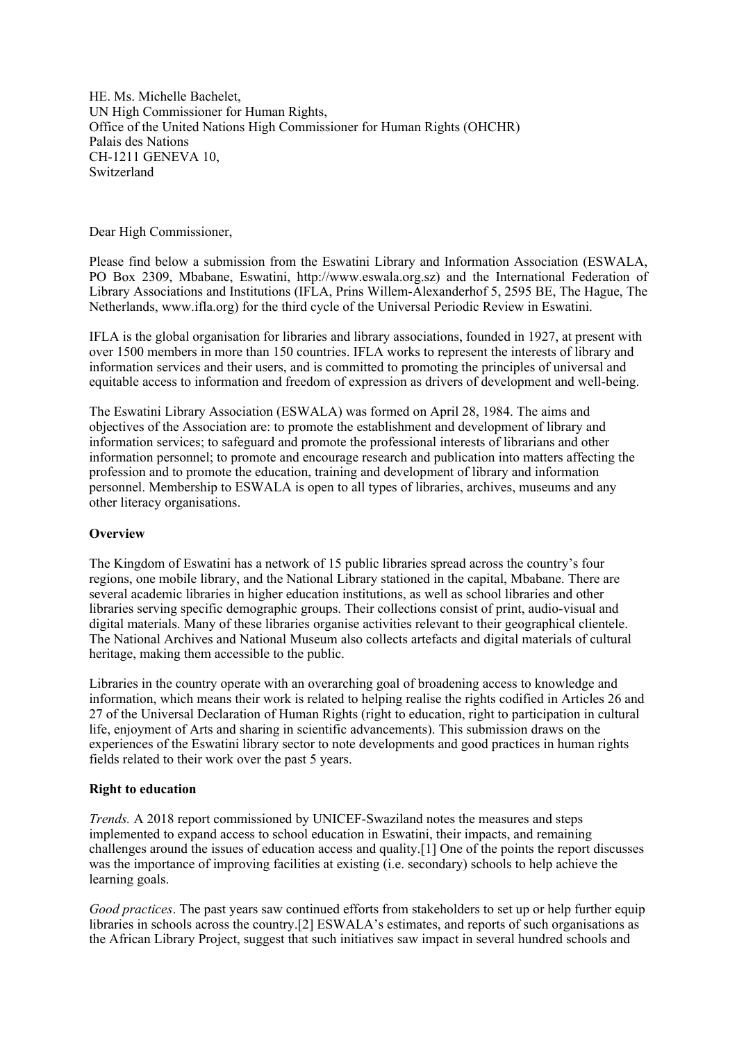HE. Ms. Michelle Bachelet,
UN High Commissioner for Human Rights,
Office of the United Nations High Commissioner for Human Rights (OHCHR)
Palais des Nations
CH-1211 GENEVA 10,
Switzerland

Dear High Commissioner,

Please find below a submission from the Eswatini Library and Information Association (ESWALA, PO Box 2309, Mbabane, Eswatini, http://www.eswala.org.sz) and the International Federation of Library Associations and Institutions (IFLA, Prins Willem-Alexanderhof 5, 2595 BE, The Hague, The Netherlands, www.ifla.org) for the third cycle of the Universal Periodic Review in Eswatini.

IFLA is the global organisation for libraries and library associations, founded in 1927, at present with over 1500 members in more than 150 countries. IFLA works to represent the interests of library and information services and their users, and is committed to promoting the principles of universal and equitable access to information and freedom of expression as drivers of development and well-being.

The Eswatini Library Association (ESWALA) was formed on April 28, 1984. The aims and objectives of the Association are: to promote the establishment and development of library and information services; to safeguard and promote the professional interests of librarians and other information personnel; to promote and encourage research and publication into matters affecting the profession and to promote the education, training and development of library and information personnel. Membership to ESWALA is open to all types of libraries, archives, museums and any other literacy organisations.

**Overview**

The Kingdom of Eswatini has a network of 15 public libraries spread across the country's four regions, one mobile library, and the National Library stationed in the capital, Mbabane. There are several academic libraries in higher education institutions, as well as school libraries and other libraries serving specific demographic groups. Their collections consist of print, audio-visual and digital materials. Many of these libraries organise activities relevant to their geographical clientele. The National Archives and National Museum also collects artefacts and digital materials of cultural heritage, making them accessible to the public.

Libraries in the country operate with an overarching goal of broadening access to knowledge and information, which means their work is related to helping realise the rights codified in Articles 26 and 27 of the Universal Declaration of Human Rights (right to education, right to participation in cultural life, enjoyment of Arts and sharing in scientific advancements). This submission draws on the experiences of the Eswatini library sector to note developments and good practices in human rights fields related to their work over the past 5 years.

**Right to education**

*Trends.* A 2018 report commissioned by UNICEF-Swaziland notes the measures and steps implemented to expand access to school education in Eswatini, their impacts, and remaining challenges around the issues of education access and quality.[1] One of the points the report discusses was the importance of improving facilities at existing (i.e. secondary) schools to help achieve the learning goals.

*Good practices*. The past years saw continued efforts from stakeholders to set up or help further equip libraries in schools across the country.[2] ESWALA's estimates, and reports of such organisations as the African Library Project, suggest that such initiatives saw impact in several hundred schools and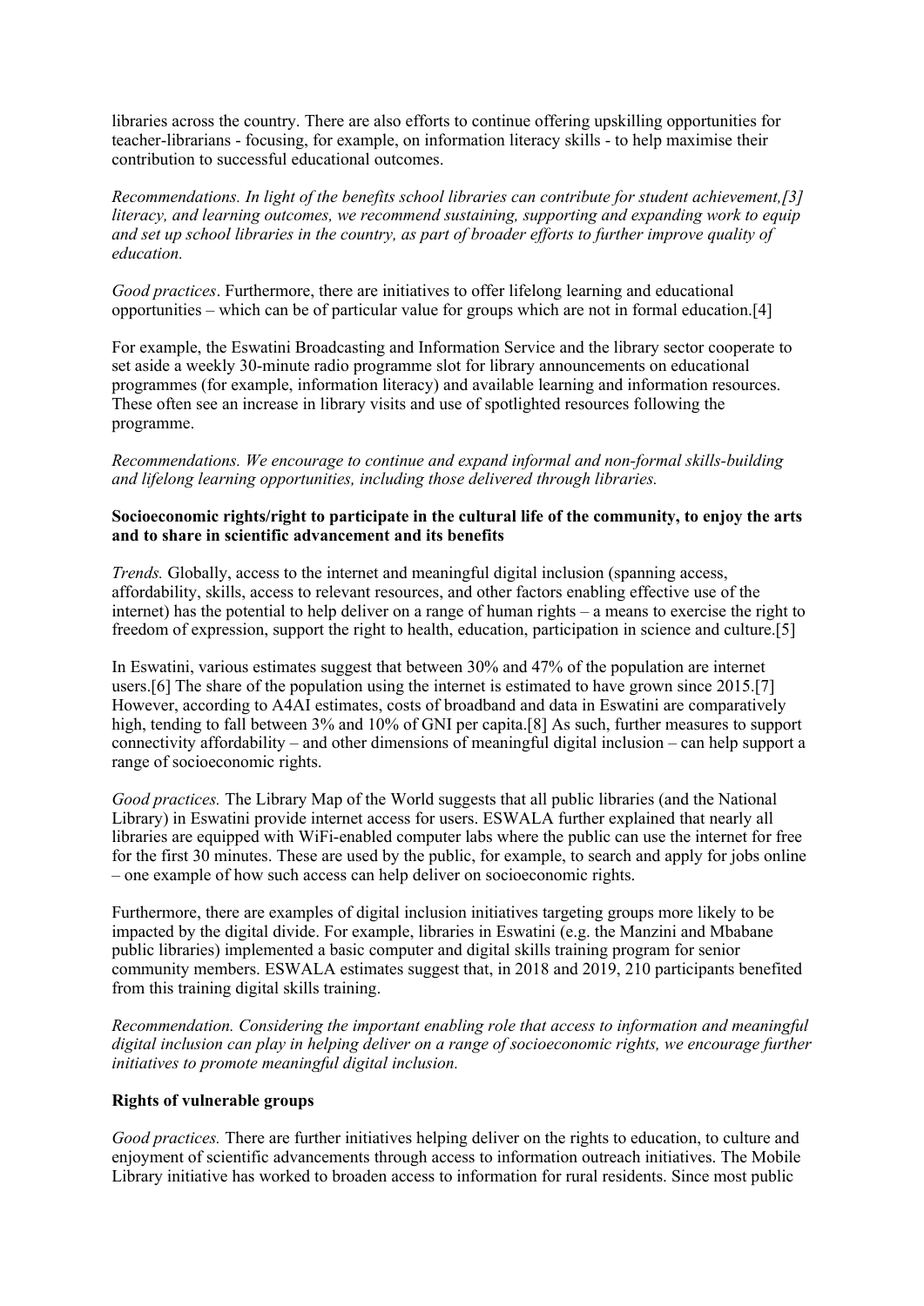libraries across the country. There are also efforts to continue offering upskilling opportunities for teacher-librarians - focusing, for example, on information literacy skills - to help maximise their contribution to successful educational outcomes.

*Recommendations. In light of the benefits school libraries can contribute for student achievement,[3] literacy, and learning outcomes, we recommend sustaining, supporting and expanding work to equip and set up school libraries in the country, as part of broader efforts to further improve quality of education.*

*Good practices*. Furthermore, there are initiatives to offer lifelong learning and educational opportunities – which can be of particular value for groups which are not in formal education.[4]

For example, the Eswatini Broadcasting and Information Service and the library sector cooperate to set aside a weekly 30-minute radio programme slot for library announcements on educational programmes (for example, information literacy) and available learning and information resources. These often see an increase in library visits and use of spotlighted resources following the programme.

*Recommendations. We encourage to continue and expand informal and non-formal skills-building and lifelong learning opportunities, including those delivered through libraries.*

**Socioeconomic rights/right to participate in the cultural life of the community, to enjoy the arts and to share in scientific advancement and its benefits**

*Trends.* Globally, access to the internet and meaningful digital inclusion (spanning access, affordability, skills, access to relevant resources, and other factors enabling effective use of the internet) has the potential to help deliver on a range of human rights – a means to exercise the right to freedom of expression, support the right to health, education, participation in science and culture.[5]

In Eswatini, various estimates suggest that between 30% and 47% of the population are internet users.[6] The share of the population using the internet is estimated to have grown since 2015.[7] However, according to A4AI estimates, costs of broadband and data in Eswatini are comparatively high, tending to fall between 3% and 10% of GNI per capita.[8] As such, further measures to support connectivity affordability – and other dimensions of meaningful digital inclusion – can help support a range of socioeconomic rights.

*Good practices.* The Library Map of the World suggests that all public libraries (and the National Library) in Eswatini provide internet access for users. ESWALA further explained that nearly all libraries are equipped with WiFi-enabled computer labs where the public can use the internet for free for the first 30 minutes. These are used by the public, for example, to search and apply for jobs online – one example of how such access can help deliver on socioeconomic rights.

Furthermore, there are examples of digital inclusion initiatives targeting groups more likely to be impacted by the digital divide. For example, libraries in Eswatini (e.g. the Manzini and Mbabane public libraries) implemented a basic computer and digital skills training program for senior community members. ESWALA estimates suggest that, in 2018 and 2019, 210 participants benefited from this training digital skills training.

*Recommendation. Considering the important enabling role that access to information and meaningful digital inclusion can play in helping deliver on a range of socioeconomic rights, we encourage further initiatives to promote meaningful digital inclusion.*

**Rights of vulnerable groups**

*Good practices.* There are further initiatives helping deliver on the rights to education, to culture and enjoyment of scientific advancements through access to information outreach initiatives. The Mobile Library initiative has worked to broaden access to information for rural residents. Since most public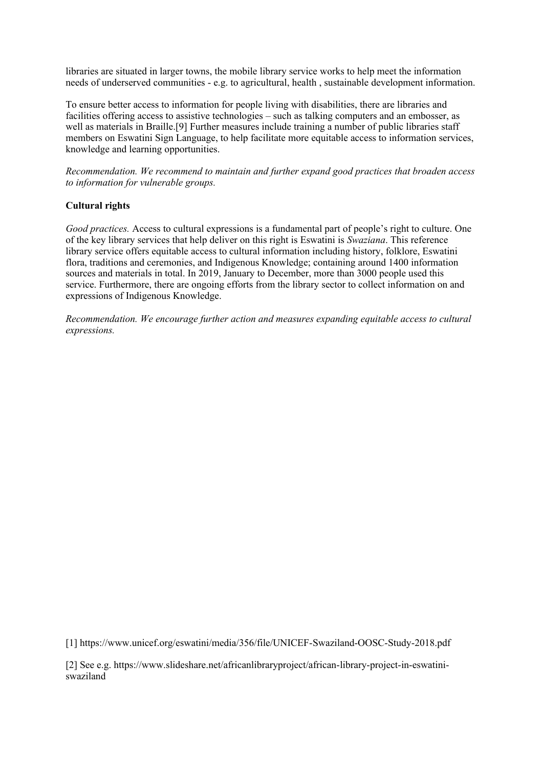libraries are situated in larger towns, the mobile library service works to help meet the information needs of underserved communities - e.g. to agricultural, health , sustainable development information.

To ensure better access to information for people living with disabilities, there are libraries and facilities offering access to assistive technologies – such as talking computers and an embosser, as well as materials in Braille.[9] Further measures include training a number of public libraries staff members on Eswatini Sign Language, to help facilitate more equitable access to information services, knowledge and learning opportunities.

*Recommendation. We recommend to maintain and further expand good practices that broaden access to information for vulnerable groups.*

**Cultural rights**

*Good practices.* Access to cultural expressions is a fundamental part of people's right to culture. One of the key library services that help deliver on this right is Eswatini is *Swaziana*. This reference library service offers equitable access to cultural information including history, folklore, Eswatini flora, traditions and ceremonies, and Indigenous Knowledge; containing around 1400 information sources and materials in total. In 2019, January to December, more than 3000 people used this service. Furthermore, there are ongoing efforts from the library sector to collect information on and expressions of Indigenous Knowledge.

*Recommendation. We encourage further action and measures expanding equitable access to cultural expressions.*

[1] https://www.unicef.org/eswatini/media/356/file/UNICEF-Swaziland-OOSC-Study-2018.pdf

[2] See e.g. https://www.slideshare.net/africanlibraryproject/african-library-project-in-eswatini-swaziland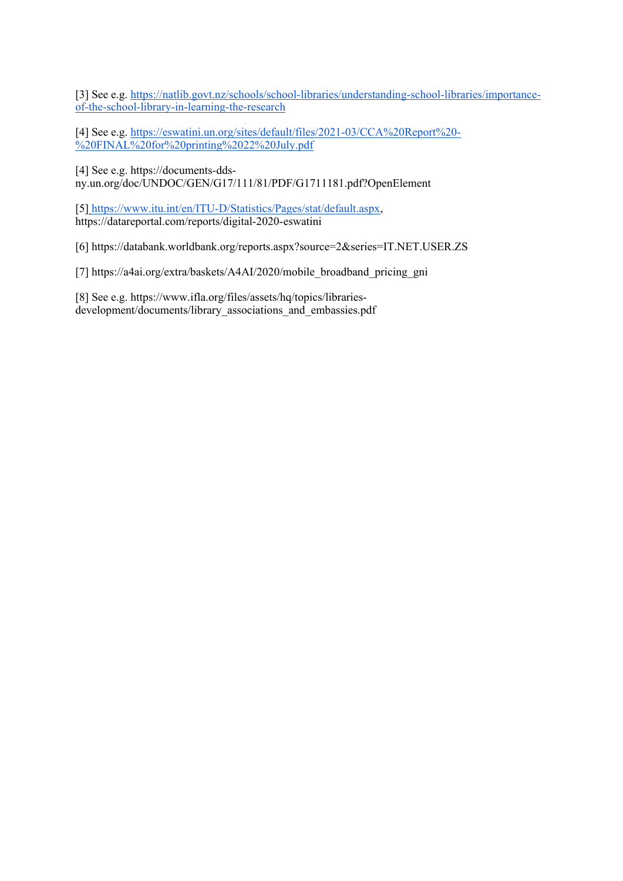[3] See e.g. https://natlib.govt.nz/schools/school-libraries/understanding-school-libraries/importance-of-the-school-library-in-learning-the-research

[4] See e.g. https://eswatini.un.org/sites/default/files/2021-03/CCA%20Report%20-%20FINAL%20for%20printing%2022%20July.pdf

[4] See e.g. https://documents-dds-ny.un.org/doc/UNDOC/GEN/G17/111/81/PDF/G1711181.pdf?OpenElement

[5] https://www.itu.int/en/ITU-D/Statistics/Pages/stat/default.aspx, https://datareportal.com/reports/digital-2020-eswatini

[6] https://databank.worldbank.org/reports.aspx?source=2&series=IT.NET.USER.ZS

[7] https://a4ai.org/extra/baskets/A4AI/2020/mobile_broadband_pricing_gni

[8] See e.g. https://www.ifla.org/files/assets/hq/topics/libraries-development/documents/library_associations_and_embassies.pdf